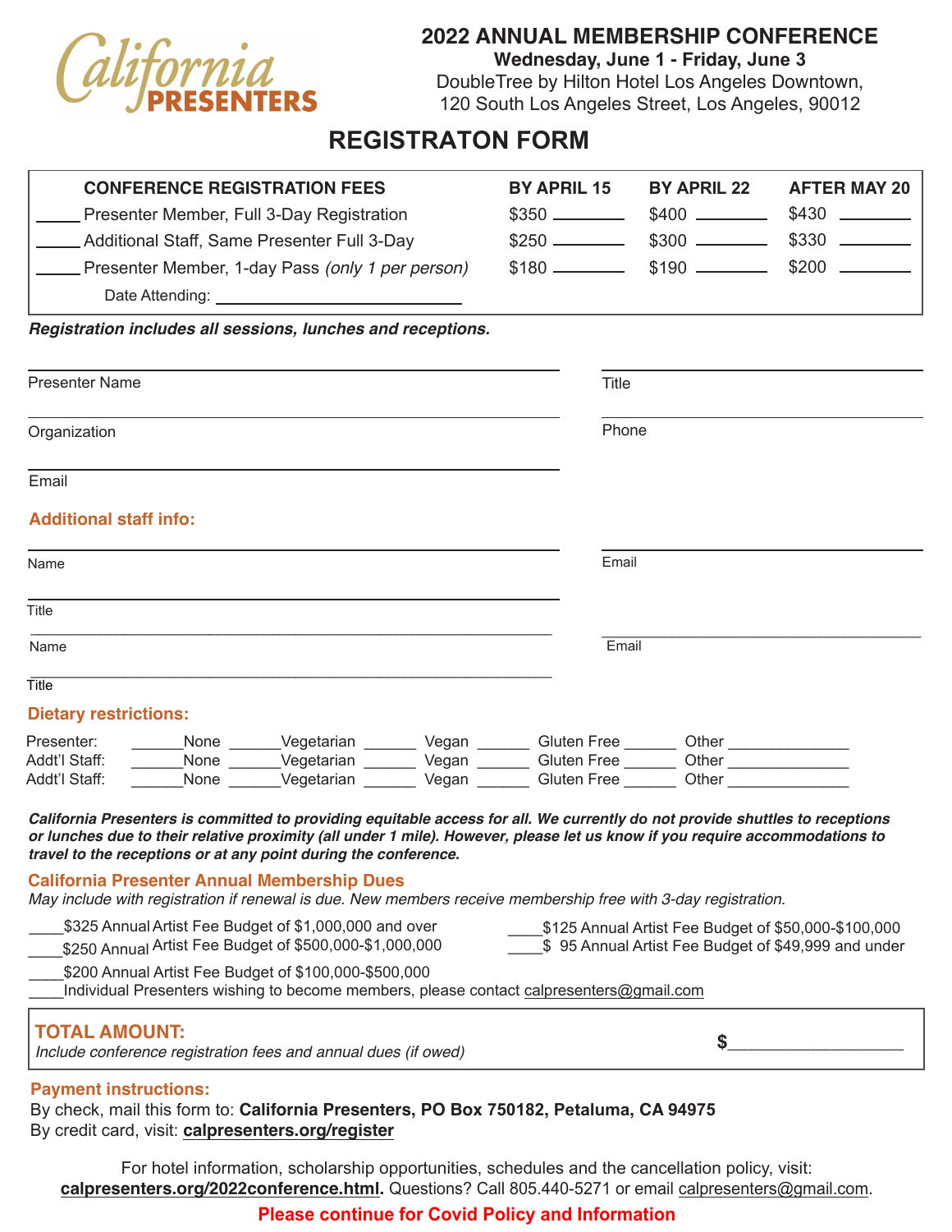California PRESENTERS

# 2022 ANNUAL MEMBERSHIP CONFERENCE

**Wednesday, June 1 - Friday, June 3**

DoubleTree by Hilton Hotel Los Angeles Downtown,
120 South Los Angeles Street, Los Angeles, 90012

## REGISTRATON FORM

| CONFERENCE REGISTRATION FEES | BY APRIL 15 | BY APRIL 22 | AFTER MAY 20 |
|---|---|---|---|
| _____ Presenter Member, Full 3-Day Registration | $350 ________ | $400 ________ | $430 ________ |
| _____ Additional Staff, Same Presenter Full 3-Day | $250 ________ | $300 ________ | $330 ________ |
| _____ Presenter Member, 1-day Pass *(only 1 per person)* | $180 ________ | $190 ________ | $200 ________ |
| Date Attending: ____________________________ | | | |

***Registration includes all sessions, lunches and receptions.***

Presenter Name ______________________________ Title ______________________________

Organization ______________________________ Phone ______________________________

Email ______________________________

### Additional staff info:

Name ______________________________ Email ______________________________

Title ______________________________

Name ______________________________ Email ______________________________

Title ______________________________

### Dietary restrictions:

Presenter: ______None ______Vegetarian ______ Vegan ______ Gluten Free ______ Other ______________

Addt'l Staff: ______None ______Vegetarian ______ Vegan ______ Gluten Free ______ Other ______________

Addt'l Staff: ______None ______Vegetarian ______ Vegan ______ Gluten Free ______ Other ______________

***California Presenters is committed to providing equitable access for all. We currently do not provide shuttles to receptions or lunches due to their relative proximity (all under 1 mile). However, please let us know if you require accommodations to travel to the receptions or at any point during the conference.***

### California Presenter Annual Membership Dues

*May include with registration if renewal is due. New members receive membership free with 3-day registration.*

____$325 Annual Artist Fee Budget of $1,000,000 and over

____$250 Annual Artist Fee Budget of $500,000-$1,000,000

____$200 Annual Artist Fee Budget of $100,000-$500,000

____$125 Annual Artist Fee Budget of $50,000-$100,000

____$ 95 Annual Artist Fee Budget of $49,999 and under

____Individual Presenters wishing to become members, please contact calpresenters@gmail.com

### TOTAL AMOUNT:

*Include conference registration fees and annual dues (if owed)* **$**__________________

### Payment instructions:

By check, mail this form to: **California Presenters, PO Box 750182, Petaluma, CA 94975**

By credit card, visit: **calpresenters.org/register**

For hotel information, scholarship opportunities, schedules and the cancellation policy, visit: **calpresenters.org/2022conference.html.** Questions? Call 805.440-5271 or email calpresenters@gmail.com.

**Please continue for Covid Policy and Information**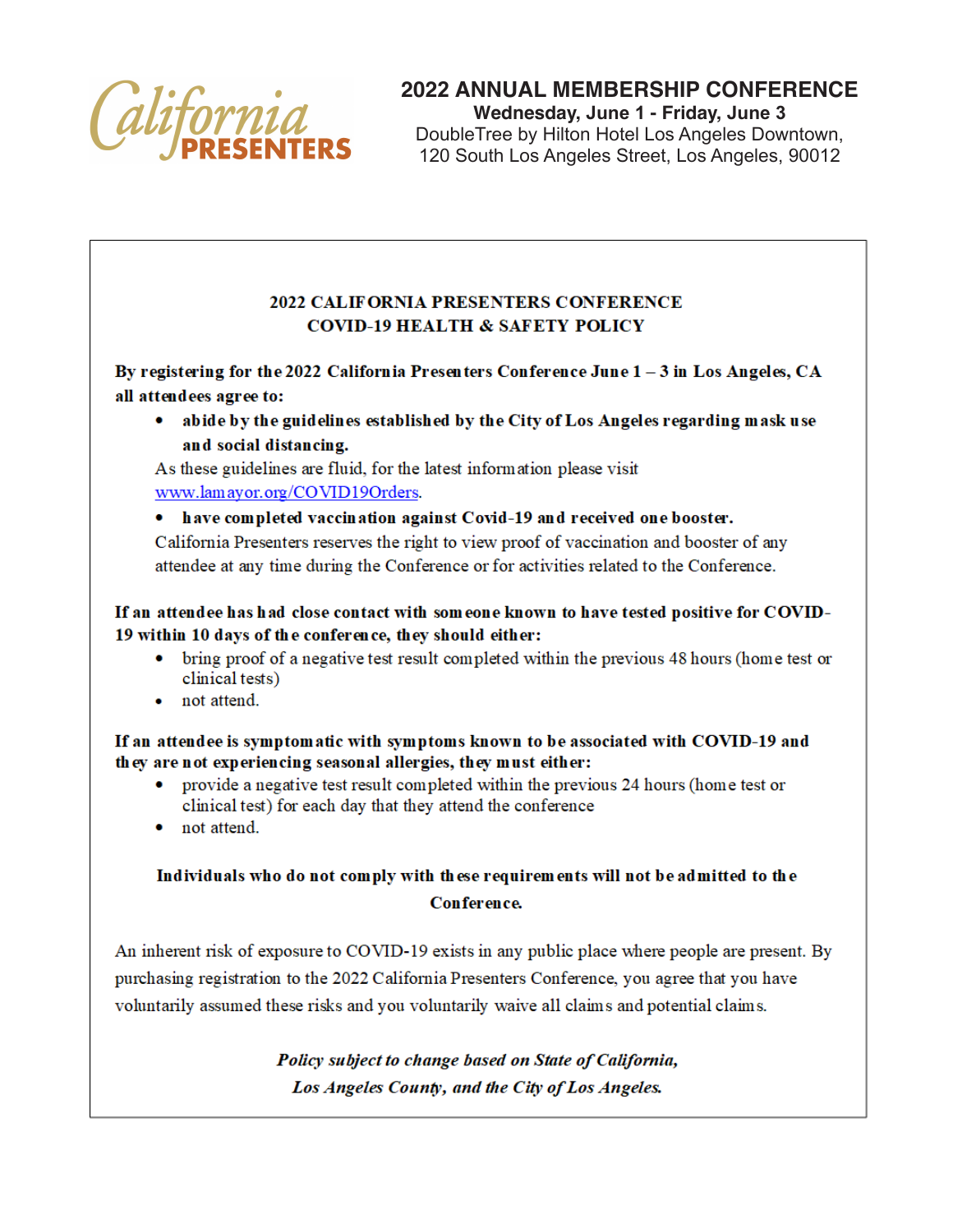California PRESENTERS

# 2022 ANNUAL MEMBERSHIP CONFERENCE

**Wednesday, June 1 - Friday, June 3**

DoubleTree by Hilton Hotel Los Angeles Downtown,
120 South Los Angeles Street, Los Angeles, 90012

## 2022 CALIFORNIA PRESENTERS CONFERENCE
## COVID-19 HEALTH & SAFETY POLICY

**By registering for the 2022 California Presenters Conference June 1 – 3 in Los Angeles, CA all attendees agree to:**

- **abide by the guidelines established by the City of Los Angeles regarding mask use and social distancing.**

  As these guidelines are fluid, for the latest information please visit www.lamayor.org/COVID19Orders.

- **have completed vaccination against Covid-19 and received one booster.**

  California Presenters reserves the right to view proof of vaccination and booster of any attendee at any time during the Conference or for activities related to the Conference.

**If an attendee has had close contact with someone known to have tested positive for COVID-19 within 10 days of the conference, they should either:**

- bring proof of a negative test result completed within the previous 48 hours (home test or clinical tests)
- not attend.

**If an attendee is symptomatic with symptoms known to be associated with COVID-19 and they are not experiencing seasonal allergies, they must either:**

- provide a negative test result completed within the previous 24 hours (home test or clinical test) for each day that they attend the conference
- not attend.

**Individuals who do not comply with these requirements will not be admitted to the Conference.**

An inherent risk of exposure to COVID-19 exists in any public place where people are present. By purchasing registration to the 2022 California Presenters Conference, you agree that you have voluntarily assumed these risks and you voluntarily waive all claims and potential claims.

***Policy subject to change based on State of California, Los Angeles County, and the City of Los Angeles.***